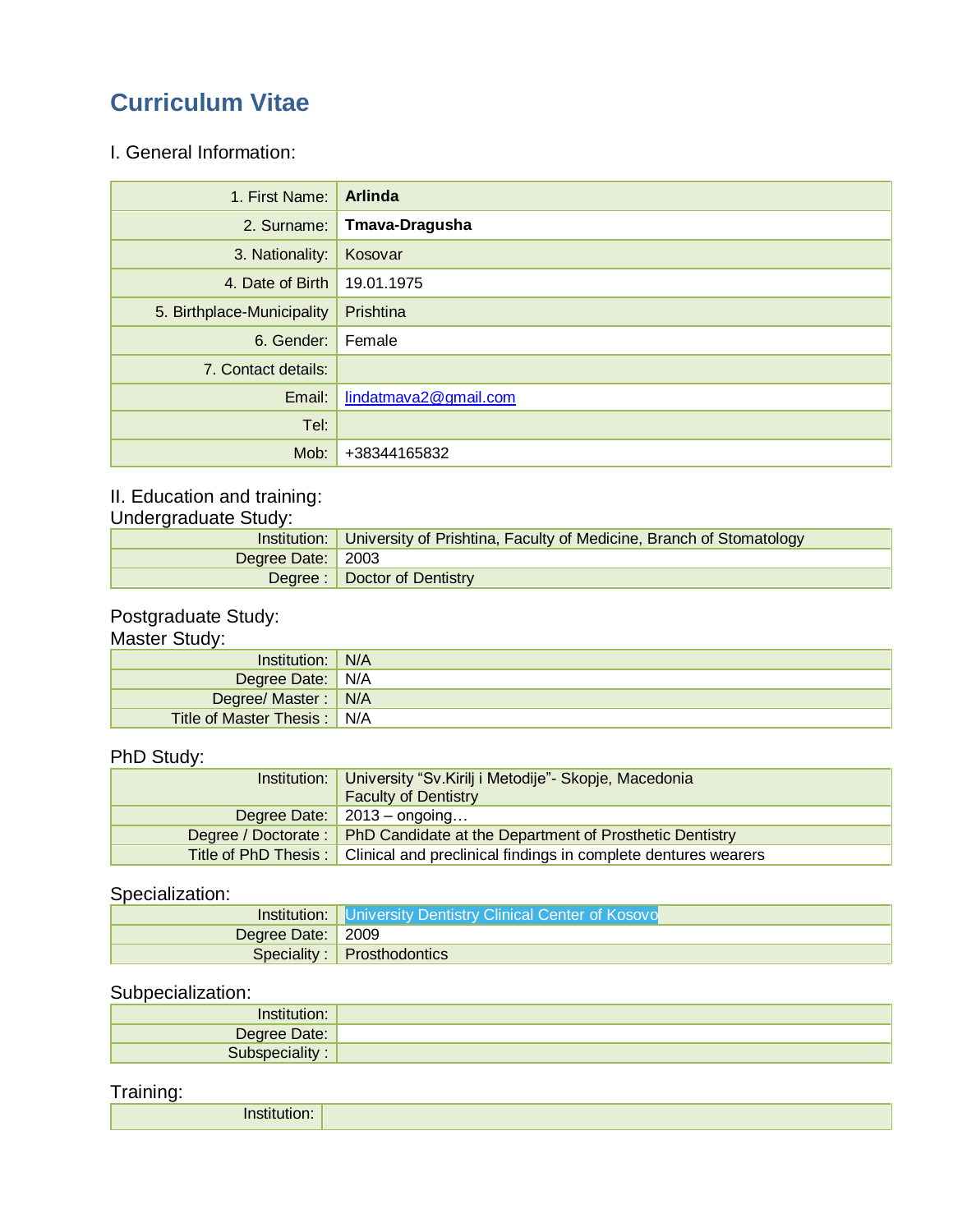# Curriculum Vitae

## I. General Information:

| | |
|---|---|
| 1. First Name: | **Arlinda** |
| 2. Surname: | **Tmava-Dragusha** |
| 3. Nationality: | Kosovar |
| 4. Date of Birth | 19.01.1975 |
| 5. Birthplace-Municipality | Prishtina |
| 6. Gender: | Female |
| 7. Contact details: | |
| Email: | lindatmava2@gmail.com |
| Tel: | |
| Mob: | +38344165832 |

## II. Education and training:

### Undergraduate Study:

| | |
|---|---|
| Institution: | University of Prishtina, Faculty of Medicine, Branch of Stomatology |
| Degree Date: | 2003 |
| Degree : | Doctor of Dentistry |

### Postgraduate Study:

### Master Study:

| | |
|---|---|
| Institution: | N/A |
| Degree Date: | N/A |
| Degree/ Master : | N/A |
| Title of Master Thesis : | N/A |

### PhD Study:

| | |
|---|---|
| Institution: | University "Sv.Kirilj i Metodije"- Skopje, Macedonia Faculty of Dentistry |
| Degree Date: | 2013 – ongoing… |
| Degree / Doctorate : | PhD Candidate at the Department of Prosthetic Dentistry |
| Title of PhD Thesis : | Clinical and preclinical findings in complete dentures wearers |

### Specialization:

| | |
|---|---|
| Institution: | University Dentistry Clinical Center of Kosovo |
| Degree Date: | 2009 |
| Speciality : | Prosthodontics |

### Subpecialization:

| | |
|---|---|
| Institution: | |
| Degree Date: | |
| Subspeciality : | |

### Training:

| | |
|---|---|
| Institution: | |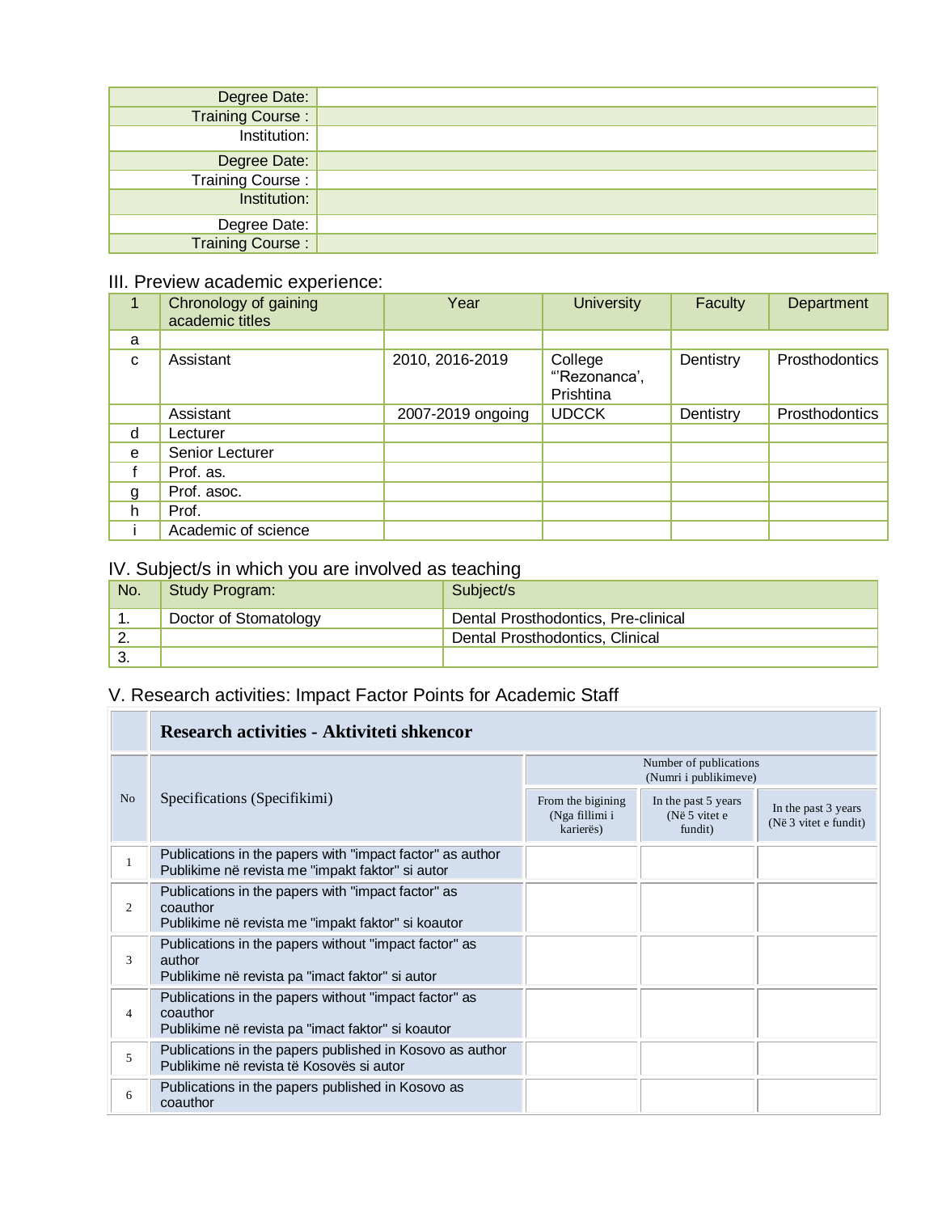| | |
|---|---|
| Degree Date: | |
| Training Course : | |
| Institution: | |
| Degree Date: | |
| Training Course : | |
| Institution: | |
| Degree Date: | |
| Training Course : | |

## III. Preview academic experience:

| 1 | Chronology of gaining academic titles | Year | University | Faculty | Department |
|---|---|---|---|---|---|
| a | | | | | |
| c | Assistant | 2010, 2016-2019 | College "'Rezonanca', Prishtina | Dentistry | Prosthodontics |
| | Assistant | 2007-2019 ongoing | UDCCK | Dentistry | Prosthodontics |
| d | Lecturer | | | | |
| e | Senior Lecturer | | | | |
| f | Prof. as. | | | | |
| g | Prof. asoc. | | | | |
| h | Prof. | | | | |
| i | Academic of science | | | | |

## IV. Subject/s in which you are involved as teaching

| No. | Study Program: | Subject/s |
|---|---|---|
| 1. | Doctor of Stomatology | Dental Prosthodontics, Pre-clinical |
| 2. | | Dental Prosthodontics, Clinical |
| 3. | | |

## V. Research activities: Impact Factor Points for Academic Staff

| | **Research activities - Aktiviteti shkencor** | | | |
|---|---|---|---|---|
| No | Specifications (Specifikimi) | Number of publications (Numri i publikimeve) | | |
| | | From the bigining (Nga fillimi i karierës) | In the past 5 years (Në 5 vitet e fundit) | In the past 3 years (Në 3 vitet e fundit) |
| 1 | Publications in the papers with "impact factor" as author<br>Publikime në revista me "impakt faktor" si autor | | | |
| 2 | Publications in the papers with "impact factor" as coauthor<br>Publikime në revista me "impakt faktor" si koautor | | | |
| 3 | Publications in the papers without "impact factor" as author<br>Publikime në revista pa "imact faktor" si autor | | | |
| 4 | Publications in the papers without "impact factor" as coauthor<br>Publikime në revista pa "imact faktor" si koautor | | | |
| 5 | Publications in the papers published in Kosovo as author<br>Publikime në revista të Kosovës si autor | | | |
| 6 | Publications in the papers published in Kosovo as coauthor | | | |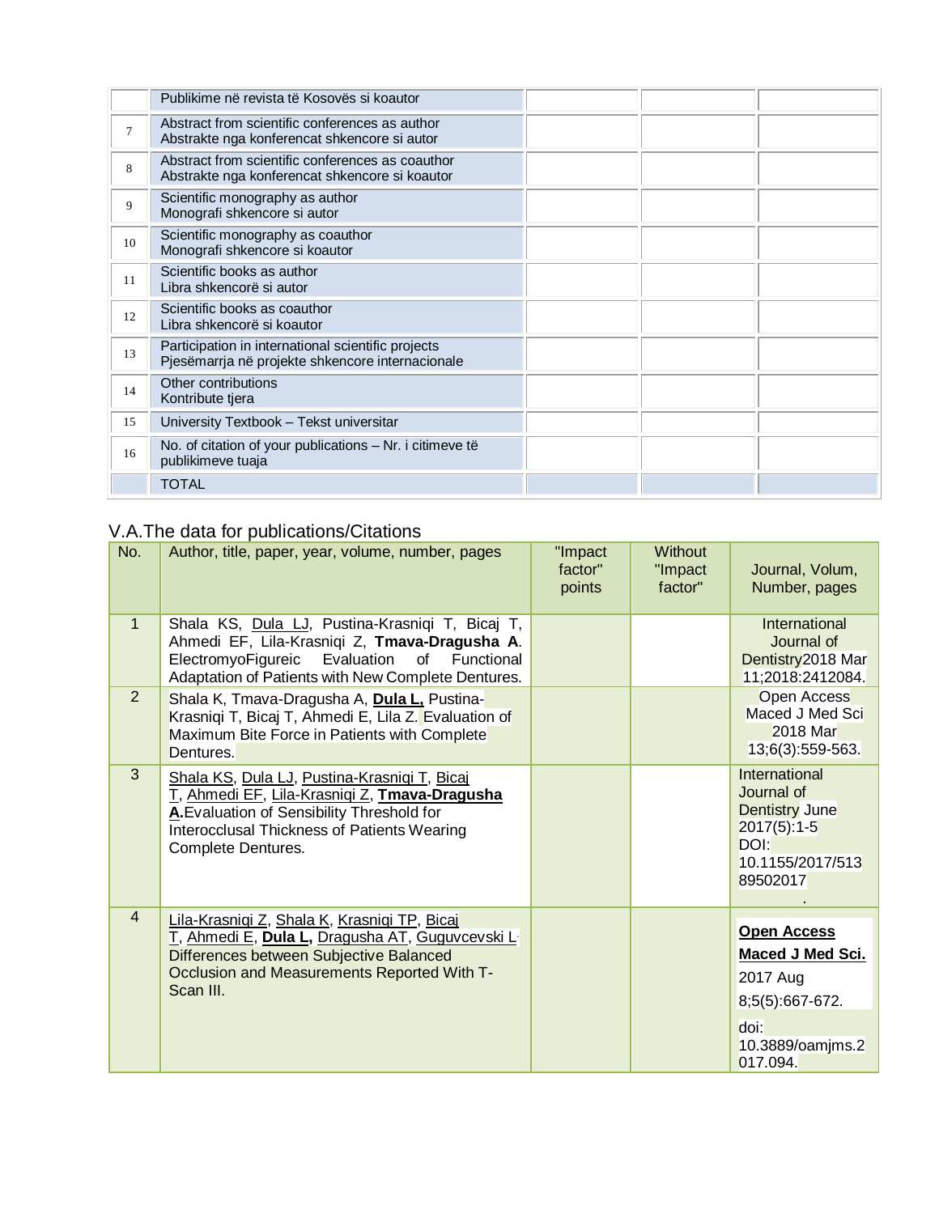| | | | | |
|---|---|---|---|---|
| | Publikime në revista të Kosovës si koautor | | | |
| 7 | Abstract from scientific conferences as author<br>Abstrakte nga konferencat shkencore si autor | | | |
| 8 | Abstract from scientific conferences as coauthor<br>Abstrakte nga konferencat shkencore si koautor | | | |
| 9 | Scientific monography as author<br>Monografi shkencore si autor | | | |
| 10 | Scientific monography as coauthor<br>Monografi shkencore si koautor | | | |
| 11 | Scientific books as author<br>Libra shkencorë si autor | | | |
| 12 | Scientific books as coauthor<br>Libra shkencorë si koautor | | | |
| 13 | Participation in international scientific projects<br>Pjesëmarrja në projekte shkencore internacionale | | | |
| 14 | Other contributions<br>Kontribute tjera | | | |
| 15 | University Textbook – Tekst universitar | | | |
| 16 | No. of citation of your publications – Nr. i citimeve të publikimeve tuaja | | | |
| | TOTAL | | | |

## V.A.The data for publications/Citations

| No. | Author, title, paper, year, volume, number, pages | "Impact factor" points | Without "Impact factor" | Journal, Volum, Number, pages |
|---|---|---|---|---|
| 1 | Shala KS, Dula LJ, Pustina-Krasniqi T, Bicaj T, Ahmedi EF, Lila-Krasniqi Z, **Tmava-Dragusha A**. ElectromyoFigureic Evaluation of Functional Adaptation of Patients with New Complete Dentures. | | | International Journal of Dentistry2018 Mar 11;2018:2412084. |
| 2 | Shala K, Tmava-Dragusha A, **Dula L,** Pustina-Krasniqi T, Bicaj T, Ahmedi E, Lila Z. Evaluation of Maximum Bite Force in Patients with Complete Dentures. | | | Open Access Maced J Med Sci 2018 Mar 13;6(3):559-563. |
| 3 | Shala KS, Dula LJ, Pustina-Krasniqi T, Bicaj T, Ahmedi EF, Lila-Krasniqi Z, **Tmava-Dragusha A.** Evaluation of Sensibility Threshold for Interocclusal Thickness of Patients Wearing Complete Dentures. | | | International Journal of Dentistry June 2017(5):1-5 DOI: 10.1155/2017/51389502017 . |
| 4 | Lila-Krasniqi Z, Shala K, Krasniqi TP, Bicaj T, Ahmedi E, **Dula L,** Dragusha AT, Guguvcevski L. Differences between Subjective Balanced Occlusion and Measurements Reported With T-Scan III. | | | **Open Access Maced J Med Sci.** 2017 Aug 8;5(5):667-672. doi: 10.3889/oamjms.2017.094. |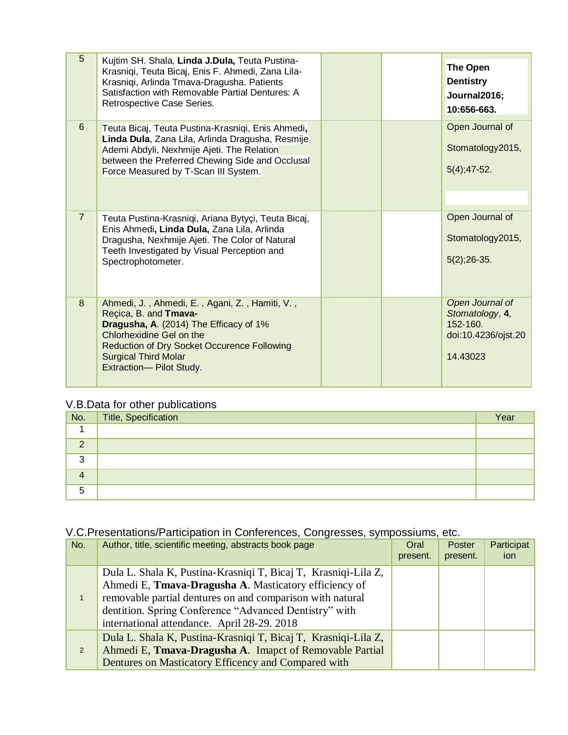| | | | | |
|---|---|---|---|---|
| 5 | Kujtim SH. Shala, **Linda J.Dula,** Teuta Pustina-Krasniqi, Teuta Bicaj, Enis F. Ahmedi, Zana Lila-Krasniqi, Arlinda Tmava-Dragusha. Patients Satisfaction with Removable Partial Dentures: A Retrospective Case Series. | | | **The Open Dentistry Journal2016; 10:656-663.** |
| 6 | Teuta Bicaj, Teuta Pustina-Krasniqi, Enis Ahmedi**, Linda Dula**, Zana Lila, Arlinda Dragusha, Resmije Ademi Abdyli, Nexhmije Ajeti. The Relation between the Preferred Chewing Side and Occlusal Force Measured by T-Scan III System. | | | Open Journal of Stomatology2015, 5(4);47-52. |
| 7 | Teuta Pustina-Krasniqi, Ariana Bytyçi, Teuta Bicaj, Enis Ahmedi**, Linda Dula,** Zana Lila, Arlinda Dragusha, Nexhmije Ajeti. The Color of Natural Teeth Investigated by Visual Perception and Spectrophotometer. | | | Open Journal of Stomatology2015, 5(2);26-35. |
| 8 | Ahmedi, J. , Ahmedi, E. , Agani, Z. , Hamiti, V. , Reçica, B. and **Tmava-Dragusha, A**. (2014) The Efficacy of 1% Chlorhexidine Gel on the Reduction of Dry Socket Occurence Following Surgical Third Molar Extraction— Pilot Study. | | | *Open Journal of Stomatology*, **4**, 152-160. doi:10.4236/ojst.2014.43023 |

## V.B.Data for other publications

| No. | Title, Specification | Year |
|---|---|---|
| 1 | | |
| 2 | | |
| 3 | | |
| 4 | | |
| 5 | | |

## V.C.Presentations/Participation in Conferences, Congresses, sympossiums, etc.

| No. | Author, title, scientific meeting, abstracts book page | Oral present. | Poster present. | Participation |
|---|---|---|---|---|
| 1 | Dula L. Shala K, Pustina-Krasniqi T, Bicaj T, Krasniqi-Lila Z, Ahmedi E, **Tmava-Dragusha A**. Masticatory efficiency of removable partial dentures on and comparison with natural dentition. Spring Conference "Advanced Dentistry" with international attendance. April 28-29. 2018 | | | |
| 2 | Dula L. Shala K, Pustina-Krasniqi T, Bicaj T, Krasniqi-Lila Z, Ahmedi E, **Tmava-Dragusha A**. Imapct of Removable Partial Dentures on Masticatory Efficency and Compared with | | | |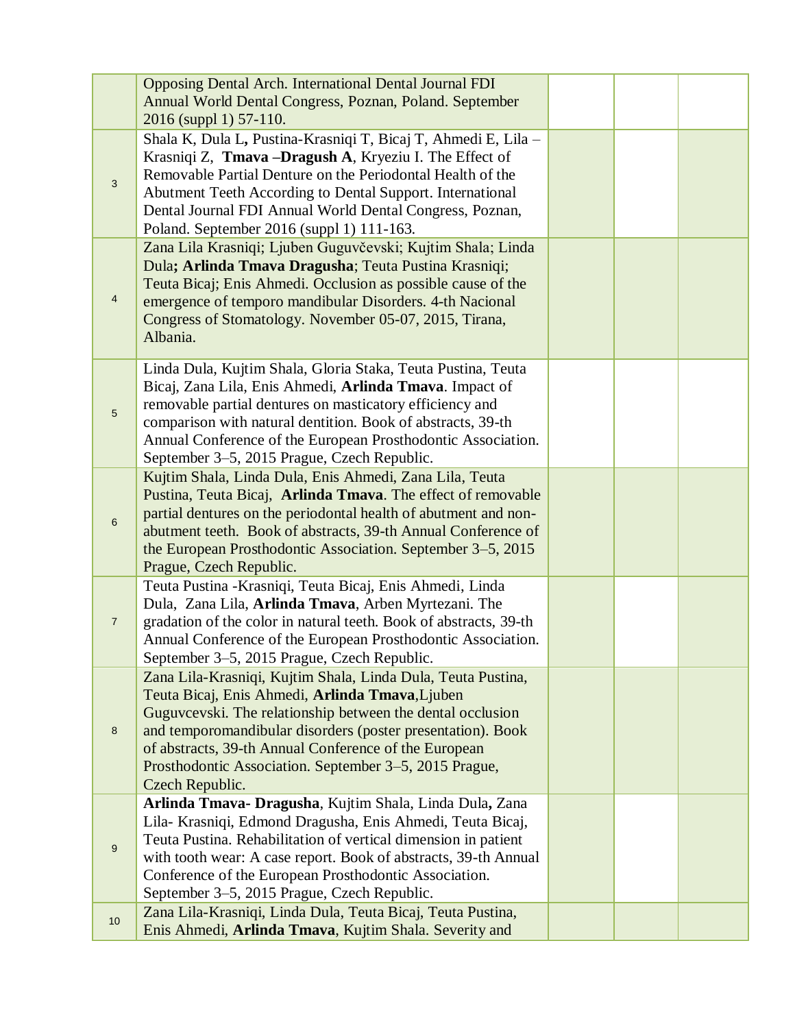|  |  |  |  |  |
|---|---|---|---|---|
|  | Opposing Dental Arch. International Dental Journal FDI Annual World Dental Congress, Poznan, Poland. September 2016 (suppl 1) 57-110. |  |  |  |
| 3 | Shala K, Dula L**,** Pustina-Krasniqi T, Bicaj T, Ahmedi E, Lila – Krasniqi Z, **Tmava –Dragush A**, Kryeziu I. The Effect of Removable Partial Denture on the Periodontal Health of the Abutment Teeth According to Dental Support. International Dental Journal FDI Annual World Dental Congress, Poznan, Poland. September 2016 (suppl 1) 111-163. |  |  |  |
| 4 | Zana Lila Krasniqi; Ljuben Guguvčevski; Kujtim Shala; Linda Dula**; Arlinda Tmava Dragusha**; Teuta Pustina Krasniqi; Teuta Bicaj; Enis Ahmedi. Occlusion as possible cause of the emergence of temporo mandibular Disorders. 4-th Nacional Congress of Stomatology. November 05-07, 2015, Tirana, Albania. |  |  |  |
| 5 | Linda Dula, Kujtim Shala, Gloria Staka, Teuta Pustina, Teuta Bicaj, Zana Lila, Enis Ahmedi, **Arlinda Tmava**. Impact of removable partial dentures on masticatory efficiency and comparison with natural dentition. Book of abstracts, 39-th Annual Conference of the European Prosthodontic Association. September 3–5, 2015 Prague, Czech Republic. |  |  |  |
| 6 | Kujtim Shala, Linda Dula, Enis Ahmedi, Zana Lila, Teuta Pustina, Teuta Bicaj, **Arlinda Tmava**. The effect of removable partial dentures on the periodontal health of abutment and non-abutment teeth. Book of abstracts, 39-th Annual Conference of the European Prosthodontic Association. September 3–5, 2015 Prague, Czech Republic. |  |  |  |
| 7 | Teuta Pustina -Krasniqi, Teuta Bicaj, Enis Ahmedi, Linda Dula, Zana Lila, **Arlinda Tmava**, Arben Myrtezani. The gradation of the color in natural teeth. Book of abstracts, 39-th Annual Conference of the European Prosthodontic Association. September 3–5, 2015 Prague, Czech Republic. |  |  |  |
| 8 | Zana Lila-Krasniqi, Kujtim Shala, Linda Dula, Teuta Pustina, Teuta Bicaj, Enis Ahmedi, **Arlinda Tmava**,Ljuben Guguvcevski. The relationship between the dental occlusion and temporomandibular disorders (poster presentation). Book of abstracts, 39-th Annual Conference of the European Prosthodontic Association. September 3–5, 2015 Prague, Czech Republic. |  |  |  |
| 9 | **Arlinda Tmava- Dragusha**, Kujtim Shala, Linda Dula**,** Zana Lila- Krasniqi, Edmond Dragusha, Enis Ahmedi, Teuta Bicaj, Teuta Pustina. Rehabilitation of vertical dimension in patient with tooth wear: A case report. Book of abstracts, 39-th Annual Conference of the European Prosthodontic Association. September 3–5, 2015 Prague, Czech Republic. |  |  |  |
| 10 | Zana Lila-Krasniqi, Linda Dula, Teuta Bicaj, Teuta Pustina, Enis Ahmedi, **Arlinda Tmava**, Kujtim Shala. Severity and |  |  |  |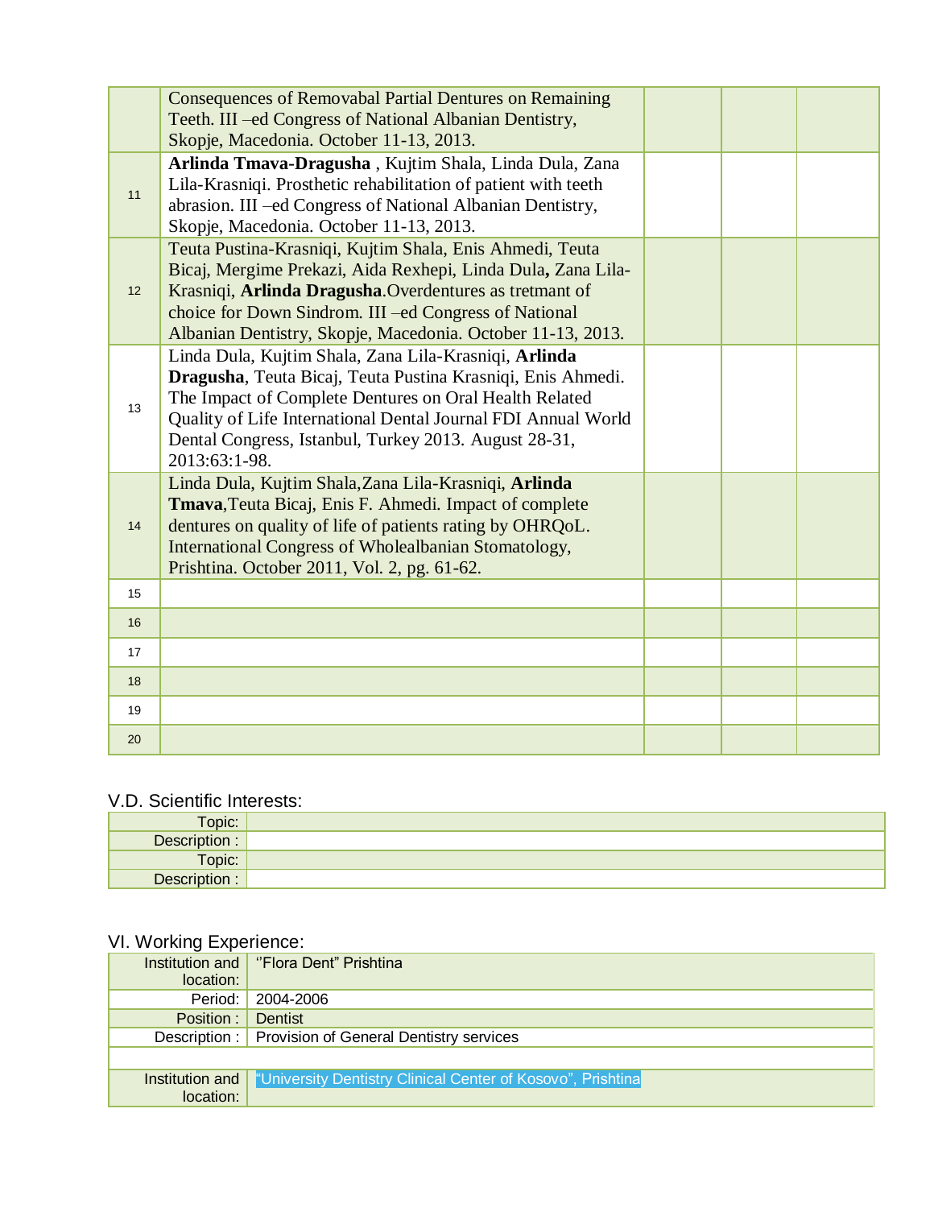|  |  |  |  |  |
|---|---|---|---|---|
|  | Consequences of Removabal Partial Dentures on Remaining Teeth. III –ed Congress of National Albanian Dentistry, Skopje, Macedonia. October 11-13, 2013. |  |  |  |
| 11 | **Arlinda Tmava-Dragusha** , Kujtim Shala, Linda Dula, Zana Lila-Krasniqi. Prosthetic rehabilitation of patient with teeth abrasion. III –ed Congress of National Albanian Dentistry, Skopje, Macedonia. October 11-13, 2013. |  |  |  |
| 12 | Teuta Pustina-Krasniqi, Kujtim Shala, Enis Ahmedi, Teuta Bicaj, Mergime Prekazi, Aida Rexhepi, Linda Dula**,** Zana Lila-Krasniqi, **Arlinda Dragusha**.Overdentures as tretmant of choice for Down Sindrom. III –ed Congress of National Albanian Dentistry, Skopje, Macedonia. October 11-13, 2013. |  |  |  |
| 13 | Linda Dula, Kujtim Shala, Zana Lila-Krasniqi, **Arlinda Dragusha**, Teuta Bicaj, Teuta Pustina Krasniqi, Enis Ahmedi. The Impact of Complete Dentures on Oral Health Related Quality of Life International Dental Journal FDI Annual World Dental Congress, Istanbul, Turkey 2013. August 28-31, 2013:63:1-98. |  |  |  |
| 14 | Linda Dula, Kujtim Shala,Zana Lila-Krasniqi, **Arlinda Tmava**,Teuta Bicaj, Enis F. Ahmedi. Impact of complete dentures on quality of life of patients rating by OHRQoL. International Congress of Wholealbanian Stomatology, Prishtina. October 2011, Vol. 2, pg. 61-62. |  |  |  |
| 15 |  |  |  |  |
| 16 |  |  |  |  |
| 17 |  |  |  |  |
| 18 |  |  |  |  |
| 19 |  |  |  |  |
| 20 |  |  |  |  |

## V.D. Scientific Interests:

|  |  |
|---|---|
| Topic: |  |
| Description : |  |
| Topic: |  |
| Description : |  |

## VI. Working Experience:

|  |  |
|---|---|
| Institution and location: | ''Flora Dent" Prishtina |
| Period: | 2004-2006 |
| Position : | Dentist |
| Description : | Provision of General Dentistry services |
|  |  |
| Institution and location: | "University Dentistry Clinical Center of Kosovo", Prishtina |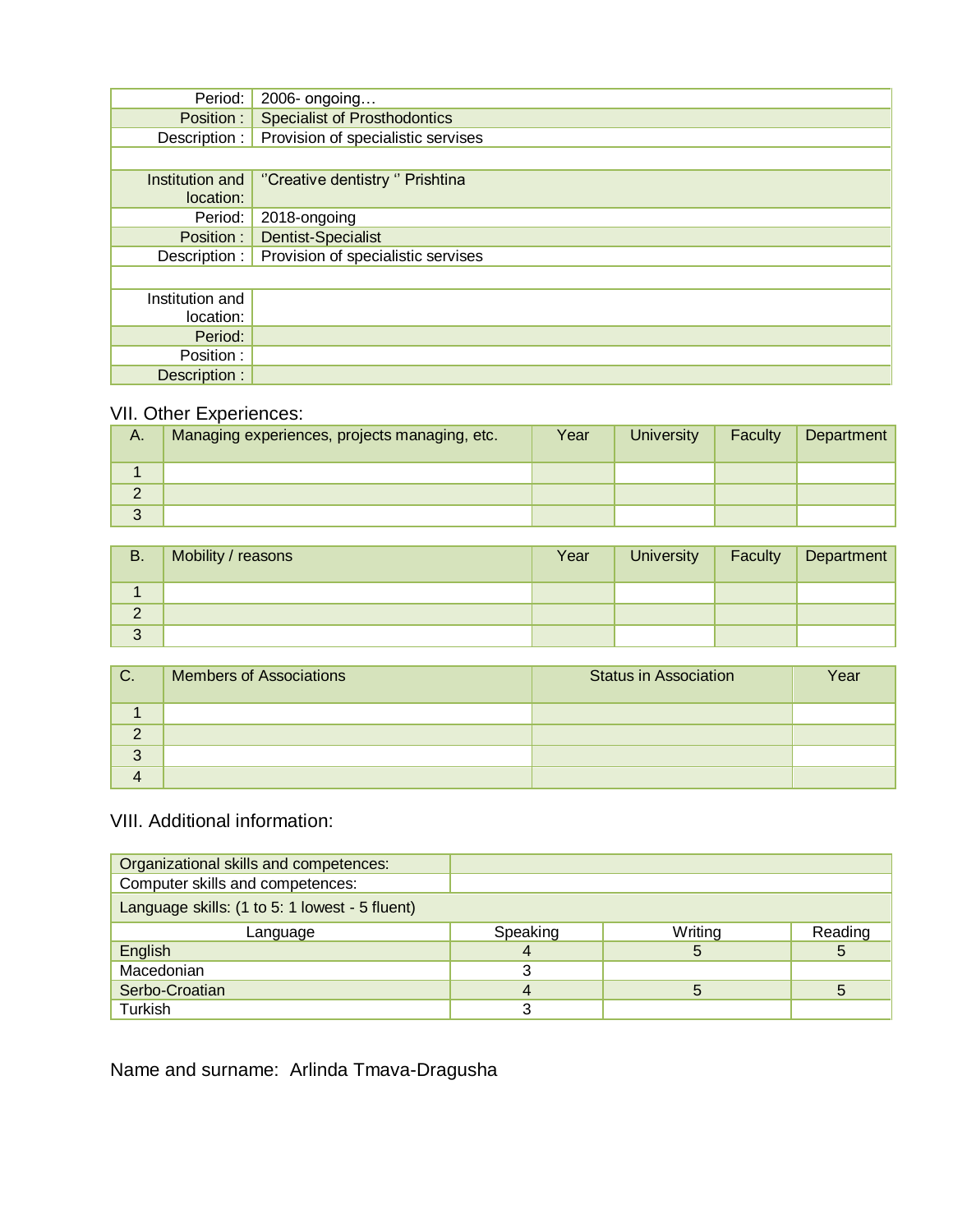| | |
|---|---|
| Period: | 2006- ongoing… |
| Position : | Specialist of Prosthodontics |
| Description : | Provision of specialistic servises |
| | |
| Institution and location: | ''Creative dentistry '' Prishtina |
| Period: | 2018-ongoing |
| Position : | Dentist-Specialist |
| Description : | Provision of specialistic servises |
| | |
| Institution and location: | |
| Period: | |
| Position : | |
| Description : | |

## VII. Other Experiences:

| A. | Managing experiences, projects managing, etc. | Year | University | Faculty | Department |
|---|---|---|---|---|---|
| 1 | | | | | |
| 2 | | | | | |
| 3 | | | | | |

| B. | Mobility / reasons | Year | University | Faculty | Department |
|---|---|---|---|---|---|
| 1 | | | | | |
| 2 | | | | | |
| 3 | | | | | |

| C. | Members of Associations | Status in Association | Year |
|---|---|---|---|
| 1 | | | |
| 2 | | | |
| 3 | | | |
| 4 | | | |

## VIII. Additional information:

| | |
|---|---|
| Organizational skills and competences: | |
| Computer skills and competences: | |

Language skills: (1 to 5: 1 lowest - 5 fluent)

| Language | Speaking | Writing | Reading |
|---|---|---|---|
| English | 4 | 5 | 5 |
| Macedonian | 3 | | |
| Serbo-Croatian | 4 | 5 | 5 |
| Turkish | 3 | | |

Name and surname: Arlinda Tmava-Dragusha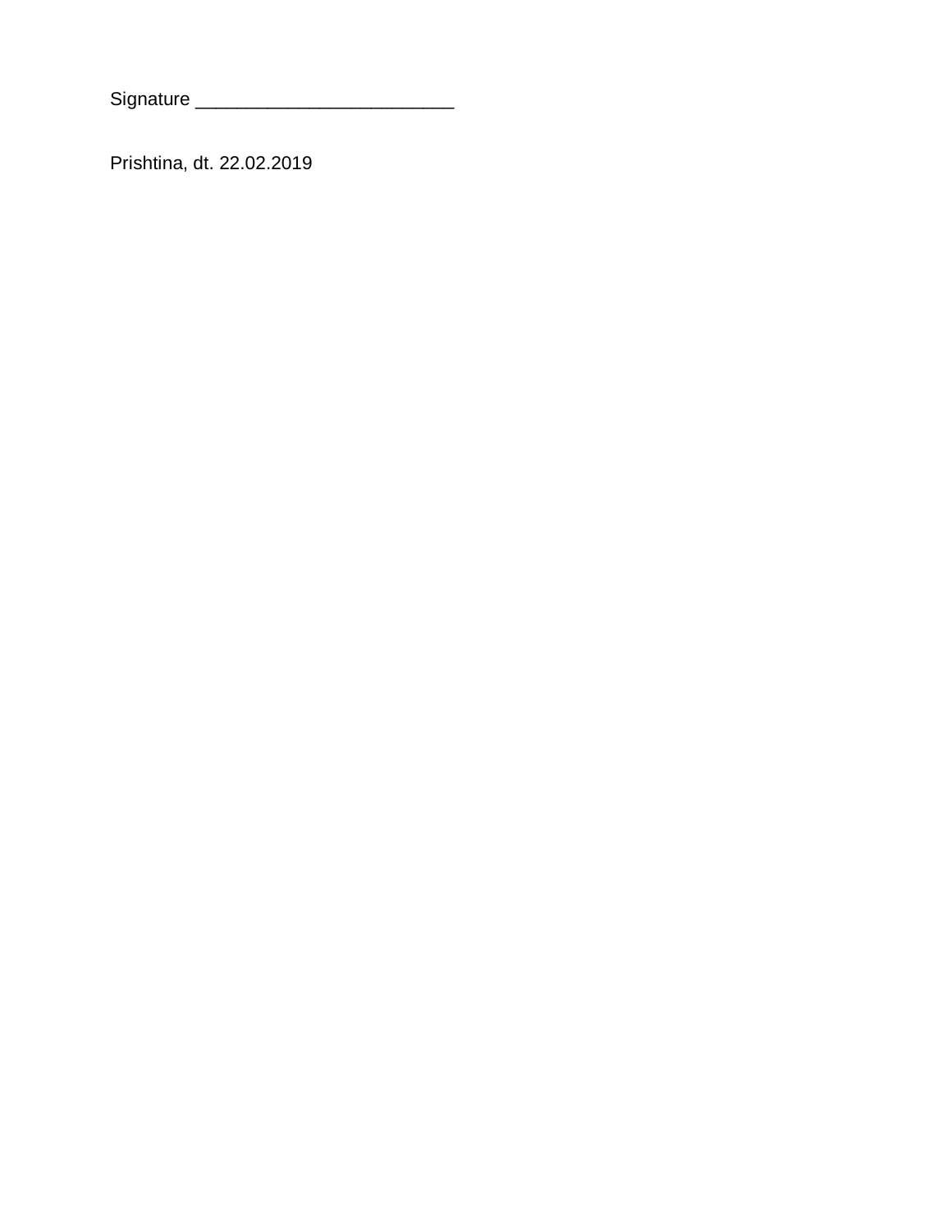Signature _________________________

Prishtina, dt. 22.02.2019